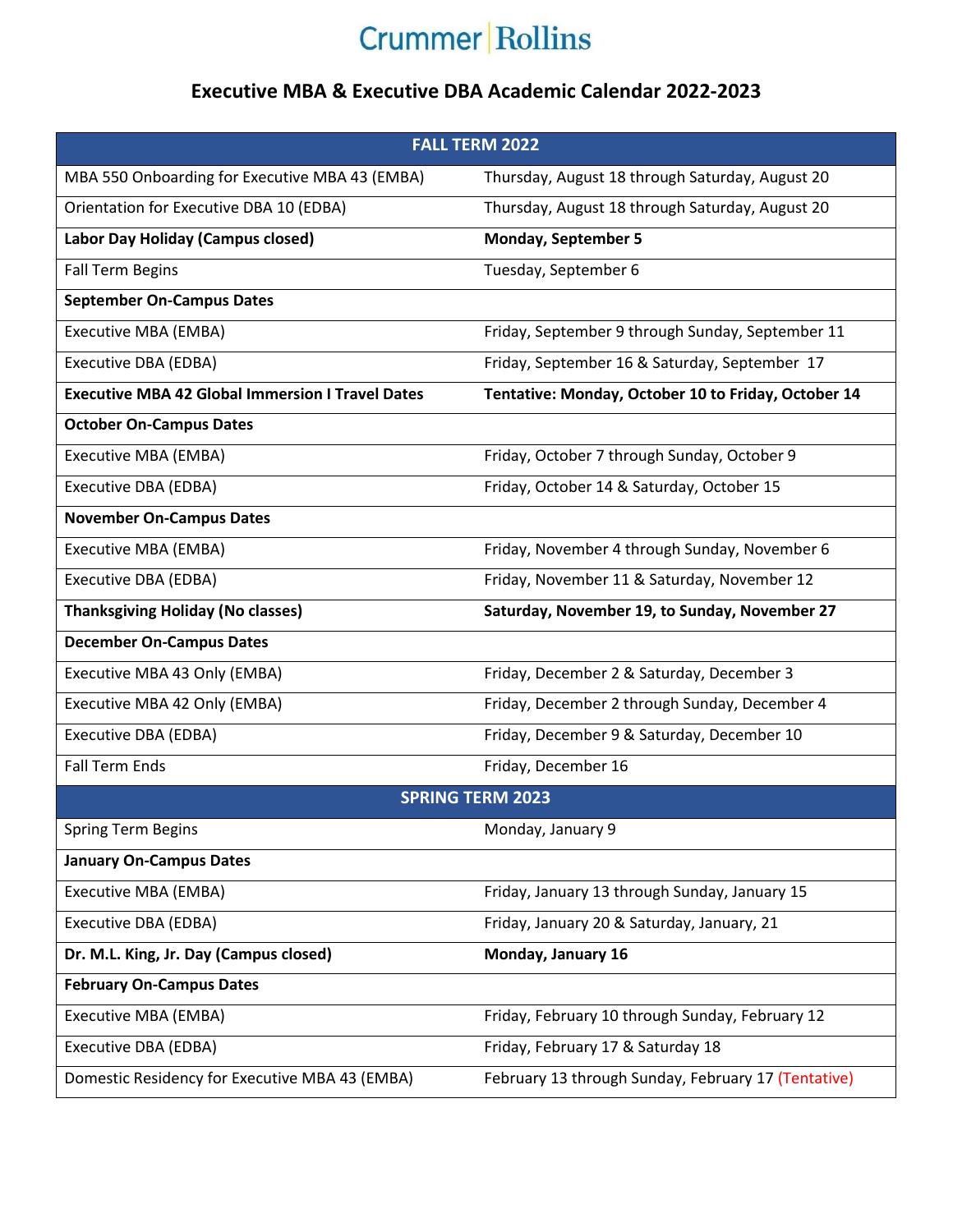Crummer | Rollins

# Executive MBA & Executive DBA Academic Calendar 2022-2023

| FALL TERM 2022 | |
|---|---|
| MBA 550 Onboarding for Executive MBA 43 (EMBA) | Thursday, August 18 through Saturday, August 20 |
| Orientation for Executive DBA 10 (EDBA) | Thursday, August 18 through Saturday, August 20 |
| **Labor Day Holiday (Campus closed)** | **Monday, September 5** |
| Fall Term Begins | Tuesday, September 6 |
| **September On-Campus Dates** | |
| Executive MBA (EMBA) | Friday, September 9 through Sunday, September 11 |
| Executive DBA (EDBA) | Friday, September 16 & Saturday, September 17 |
| **Executive MBA 42 Global Immersion I Travel Dates** | **Tentative: Monday, October 10 to Friday, October 14** |
| **October On-Campus Dates** | |
| Executive MBA (EMBA) | Friday, October 7 through Sunday, October 9 |
| Executive DBA (EDBA) | Friday, October 14 & Saturday, October 15 |
| **November On-Campus Dates** | |
| Executive MBA (EMBA) | Friday, November 4 through Sunday, November 6 |
| Executive DBA (EDBA) | Friday, November 11 & Saturday, November 12 |
| **Thanksgiving Holiday (No classes)** | **Saturday, November 19, to Sunday, November 27** |
| **December On-Campus Dates** | |
| Executive MBA 43 Only (EMBA) | Friday, December 2 & Saturday, December 3 |
| Executive MBA 42 Only (EMBA) | Friday, December 2 through Sunday, December 4 |
| Executive DBA (EDBA) | Friday, December 9 & Saturday, December 10 |
| Fall Term Ends | Friday, December 16 |
| **SPRING TERM 2023** | |
| Spring Term Begins | Monday, January 9 |
| **January On-Campus Dates** | |
| Executive MBA (EMBA) | Friday, January 13 through Sunday, January 15 |
| Executive DBA (EDBA) | Friday, January 20 & Saturday, January, 21 |
| **Dr. M.L. King, Jr. Day (Campus closed)** | **Monday, January 16** |
| **February On-Campus Dates** | |
| Executive MBA (EMBA) | Friday, February 10 through Sunday, February 12 |
| Executive DBA (EDBA) | Friday, February 17 & Saturday 18 |
| Domestic Residency for Executive MBA 43 (EMBA) | February 13 through Sunday, February 17 (Tentative) |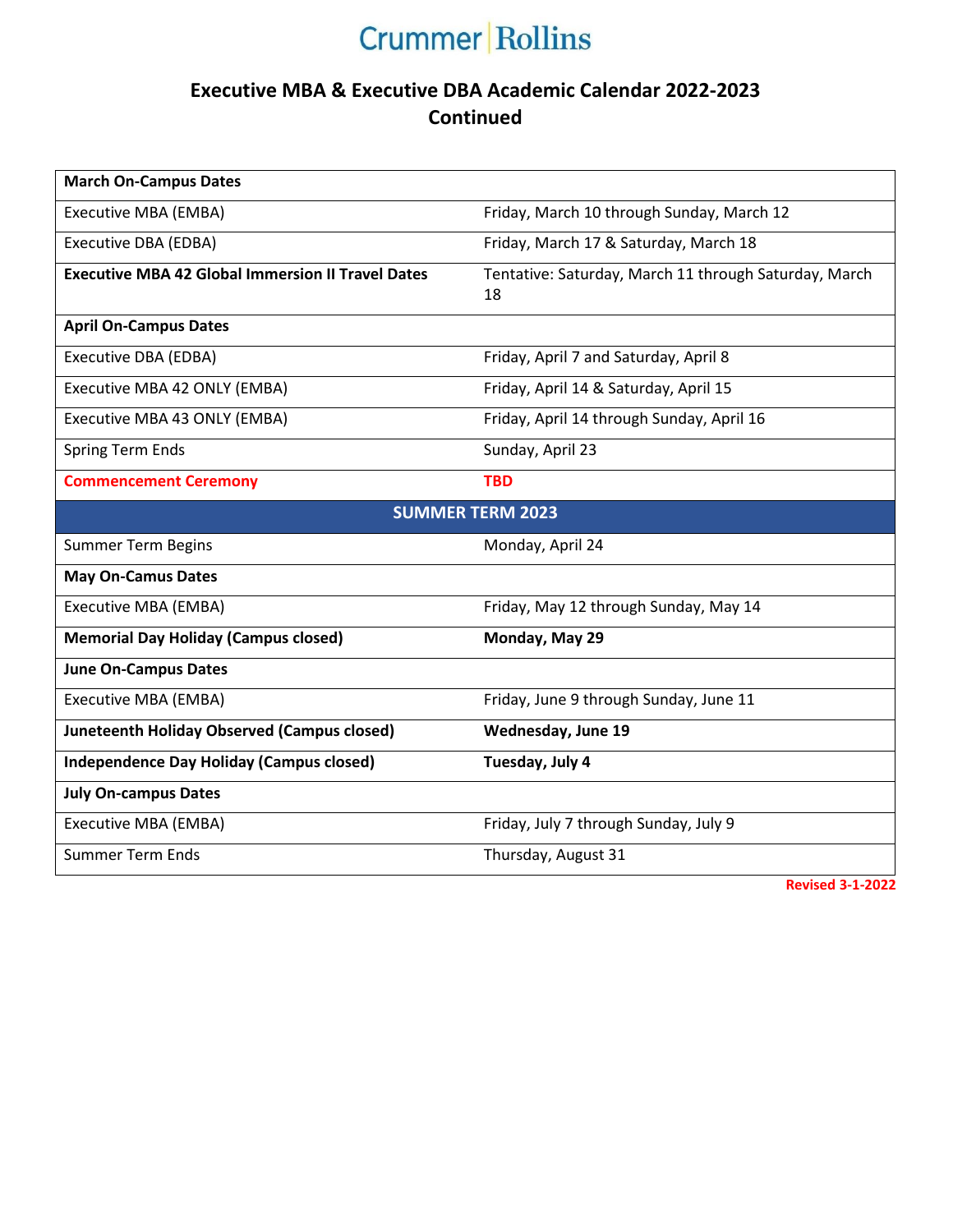Crummer | Rollins

# Executive MBA & Executive DBA Academic Calendar 2022-2023 Continued

| | |
|---|---|
| **March On-Campus Dates** | |
| Executive MBA (EMBA) | Friday, March 10 through Sunday, March 12 |
| Executive DBA (EDBA) | Friday, March 17 & Saturday, March 18 |
| **Executive MBA 42 Global Immersion II Travel Dates** | Tentative: Saturday, March 11 through Saturday, March 18 |
| **April On-Campus Dates** | |
| Executive DBA (EDBA) | Friday, April 7 and Saturday, April 8 |
| Executive MBA 42 ONLY (EMBA) | Friday, April 14 & Saturday, April 15 |
| Executive MBA 43 ONLY (EMBA) | Friday, April 14 through Sunday, April 16 |
| Spring Term Ends | Sunday, April 23 |
| **Commencement Ceremony** | **TBD** |
| **SUMMER TERM 2023** | |
| Summer Term Begins | Monday, April 24 |
| **May On-Camus Dates** | |
| Executive MBA (EMBA) | Friday, May 12 through Sunday, May 14 |
| **Memorial Day Holiday (Campus closed)** | **Monday, May 29** |
| **June On-Campus Dates** | |
| Executive MBA (EMBA) | Friday, June 9 through Sunday, June 11 |
| **Juneteenth Holiday Observed (Campus closed)** | **Wednesday, June 19** |
| **Independence Day Holiday (Campus closed)** | **Tuesday, July 4** |
| **July On-campus Dates** | |
| Executive MBA (EMBA) | Friday, July 7 through Sunday, July 9 |
| Summer Term Ends | Thursday, August 31 |

**Revised 3-1-2022**